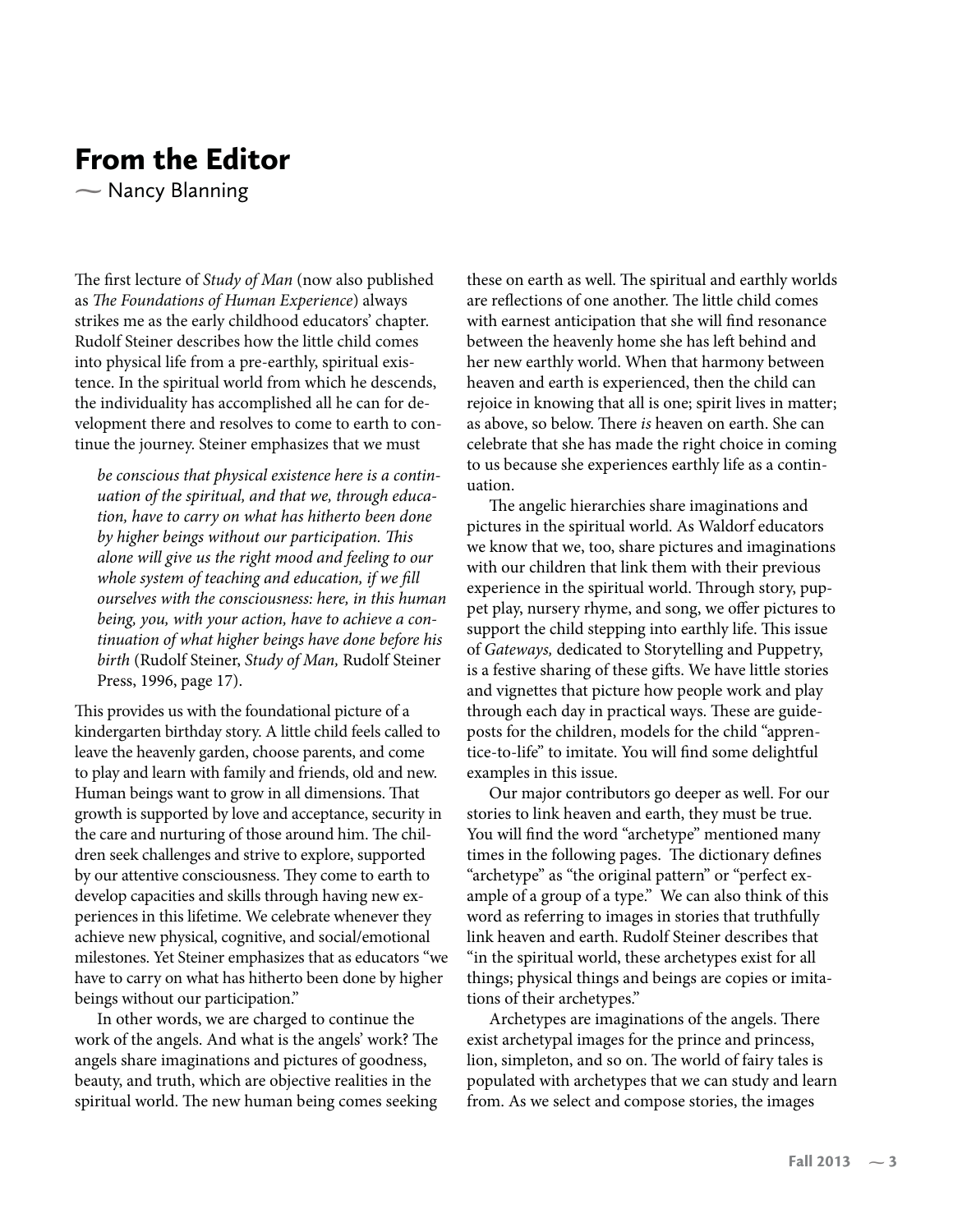# From the Editor

— Nancy Blanning

The first lecture of *Study of Man* (now also published as *The Foundations of Human Experience*) always strikes me as the early childhood educators' chapter. Rudolf Steiner describes how the little child comes into physical life from a pre-earthly, spiritual existence. In the spiritual world from which he descends, the individuality has accomplished all he can for development there and resolves to come to earth to continue the journey. Steiner emphasizes that we must

> *be conscious that physical existence here is a continuation of the spiritual, and that we, through education, have to carry on what has hitherto been done by higher beings without our participation. This alone will give us the right mood and feeling to our whole system of teaching and education, if we fill ourselves with the consciousness: here, in this human being, you, with your action, have to achieve a continuation of what higher beings have done before his birth* (Rudolf Steiner, *Study of Man,* Rudolf Steiner Press, 1996, page 17).

This provides us with the foundational picture of a kindergarten birthday story. A little child feels called to leave the heavenly garden, choose parents, and come to play and learn with family and friends, old and new. Human beings want to grow in all dimensions. That growth is supported by love and acceptance, security in the care and nurturing of those around him. The children seek challenges and strive to explore, supported by our attentive consciousness. They come to earth to develop capacities and skills through having new experiences in this lifetime. We celebrate whenever they achieve new physical, cognitive, and social/emotional milestones. Yet Steiner emphasizes that as educators "we have to carry on what has hitherto been done by higher beings without our participation."

In other words, we are charged to continue the work of the angels. And what is the angels' work? The angels share imaginations and pictures of goodness, beauty, and truth, which are objective realities in the spiritual world. The new human being comes seeking these on earth as well. The spiritual and earthly worlds are reflections of one another. The little child comes with earnest anticipation that she will find resonance between the heavenly home she has left behind and her new earthly world. When that harmony between heaven and earth is experienced, then the child can rejoice in knowing that all is one; spirit lives in matter; as above, so below. There *is* heaven on earth. She can celebrate that she has made the right choice in coming to us because she experiences earthly life as a continuation.

The angelic hierarchies share imaginations and pictures in the spiritual world. As Waldorf educators we know that we, too, share pictures and imaginations with our children that link them with their previous experience in the spiritual world. Through story, puppet play, nursery rhyme, and song, we offer pictures to support the child stepping into earthly life. This issue of *Gateways,* dedicated to Storytelling and Puppetry, is a festive sharing of these gifts. We have little stories and vignettes that picture how people work and play through each day in practical ways. These are guideposts for the children, models for the child "apprentice-to-life" to imitate. You will find some delightful examples in this issue.

Our major contributors go deeper as well. For our stories to link heaven and earth, they must be true. You will find the word "archetype" mentioned many times in the following pages. The dictionary defines "archetype" as "the original pattern" or "perfect example of a group of a type." We can also think of this word as referring to images in stories that truthfully link heaven and earth. Rudolf Steiner describes that "in the spiritual world, these archetypes exist for all things; physical things and beings are copies or imitations of their archetypes."

Archetypes are imaginations of the angels. There exist archetypal images for the prince and princess, lion, simpleton, and so on. The world of fairy tales is populated with archetypes that we can study and learn from. As we select and compose stories, the images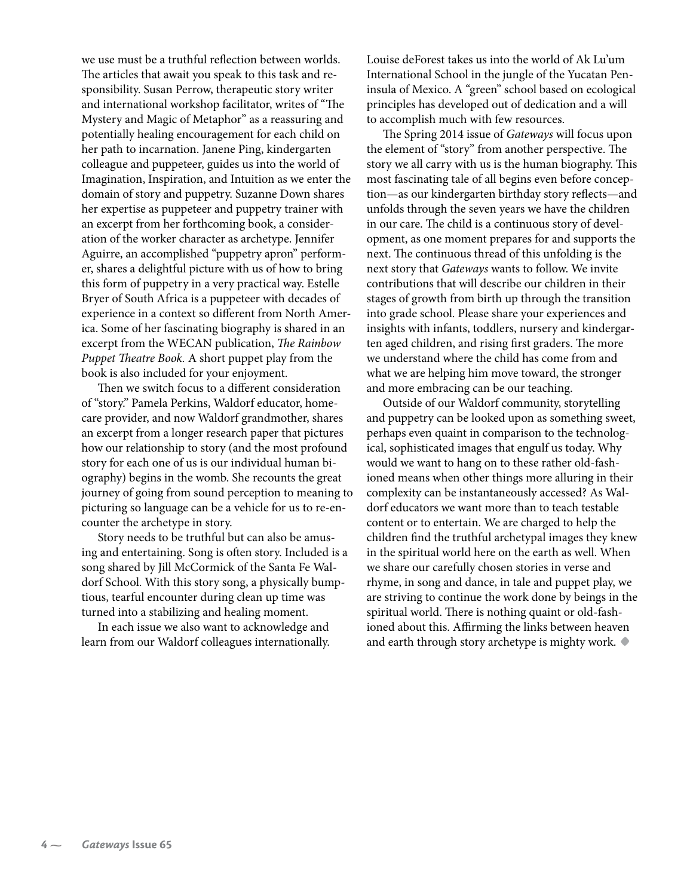we use must be a truthful reflection between worlds. The articles that await you speak to this task and responsibility. Susan Perrow, therapeutic story writer and international workshop facilitator, writes of "The Mystery and Magic of Metaphor" as a reassuring and potentially healing encouragement for each child on her path to incarnation. Janene Ping, kindergarten colleague and puppeteer, guides us into the world of Imagination, Inspiration, and Intuition as we enter the domain of story and puppetry. Suzanne Down shares her expertise as puppeteer and puppetry trainer with an excerpt from her forthcoming book, a consideration of the worker character as archetype. Jennifer Aguirre, an accomplished "puppetry apron" performer, shares a delightful picture with us of how to bring this form of puppetry in a very practical way. Estelle Bryer of South Africa is a puppeteer with decades of experience in a context so different from North America. Some of her fascinating biography is shared in an excerpt from the WECAN publication, *The Rainbow Puppet Theatre Book.* A short puppet play from the book is also included for your enjoyment.

Then we switch focus to a different consideration of "story." Pamela Perkins, Waldorf educator, homecare provider, and now Waldorf grandmother, shares an excerpt from a longer research paper that pictures how our relationship to story (and the most profound story for each one of us is our individual human biography) begins in the womb. She recounts the great journey of going from sound perception to meaning to picturing so language can be a vehicle for us to re-encounter the archetype in story.

Story needs to be truthful but can also be amusing and entertaining. Song is often story. Included is a song shared by Jill McCormick of the Santa Fe Waldorf School. With this story song, a physically bumptious, tearful encounter during clean up time was turned into a stabilizing and healing moment.

In each issue we also want to acknowledge and learn from our Waldorf colleagues internationally. Louise deForest takes us into the world of Ak Lu'um International School in the jungle of the Yucatan Peninsula of Mexico. A "green" school based on ecological principles has developed out of dedication and a will to accomplish much with few resources.

The Spring 2014 issue of *Gateways* will focus upon the element of "story" from another perspective. The story we all carry with us is the human biography. This most fascinating tale of all begins even before conception—as our kindergarten birthday story reflects—and unfolds through the seven years we have the children in our care. The child is a continuous story of development, as one moment prepares for and supports the next. The continuous thread of this unfolding is the next story that *Gateways* wants to follow. We invite contributions that will describe our children in their stages of growth from birth up through the transition into grade school. Please share your experiences and insights with infants, toddlers, nursery and kindergarten aged children, and rising first graders. The more we understand where the child has come from and what we are helping him move toward, the stronger and more embracing can be our teaching.

Outside of our Waldorf community, storytelling and puppetry can be looked upon as something sweet, perhaps even quaint in comparison to the technological, sophisticated images that engulf us today. Why would we want to hang on to these rather old-fashioned means when other things more alluring in their complexity can be instantaneously accessed? As Waldorf educators we want more than to teach testable content or to entertain. We are charged to help the children find the truthful archetypal images they knew in the spiritual world here on the earth as well. When we share our carefully chosen stories in verse and rhyme, in song and dance, in tale and puppet play, we are striving to continue the work done by beings in the spiritual world. There is nothing quaint or old-fashioned about this. Affirming the links between heaven and earth through story archetype is mighty work. ◆